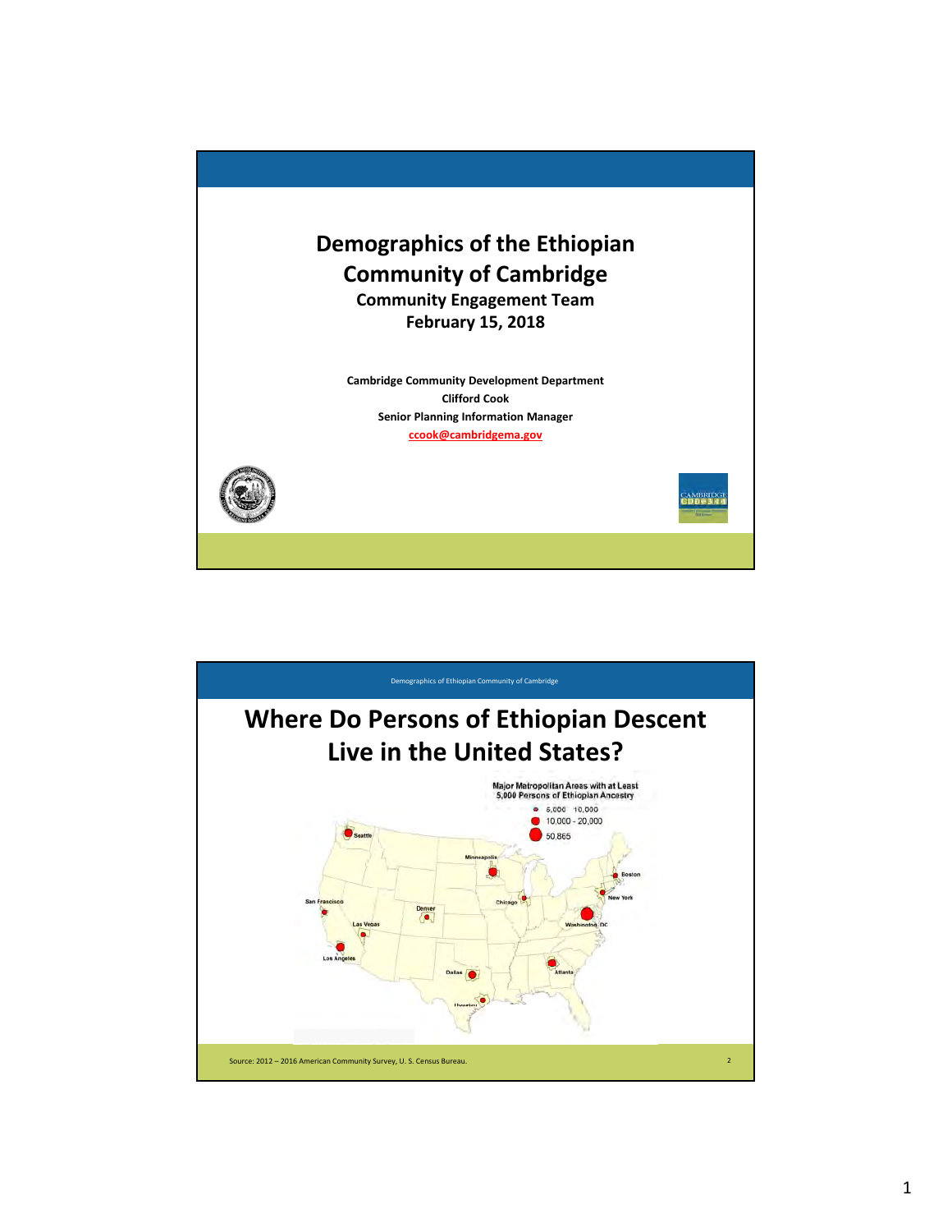# Demographics of the Ethiopian Community of Cambridge

**Community Engagement Team**
**February 15, 2018**

**Cambridge Community Development Department**
**Clifford Cook**
**Senior Planning Information Manager**
**ccook@cambridgema.gov**

---

## Where Do Persons of Ethiopian Descent Live in the United States?

Major Metropolitan Areas with at Least 5,000 Persons of Ethiopian Ancestry

- 5,000 - 10,000
- 10,000 - 20,000
- 50,865

Seattle, Minneapolis, Boston, New York, San Francisco, Denver, Chicago, Washington, DC, Las Vegas, Los Angeles, Dallas, Atlanta, Houston

Source: 2012 – 2016 American Community Survey, U. S. Census Bureau.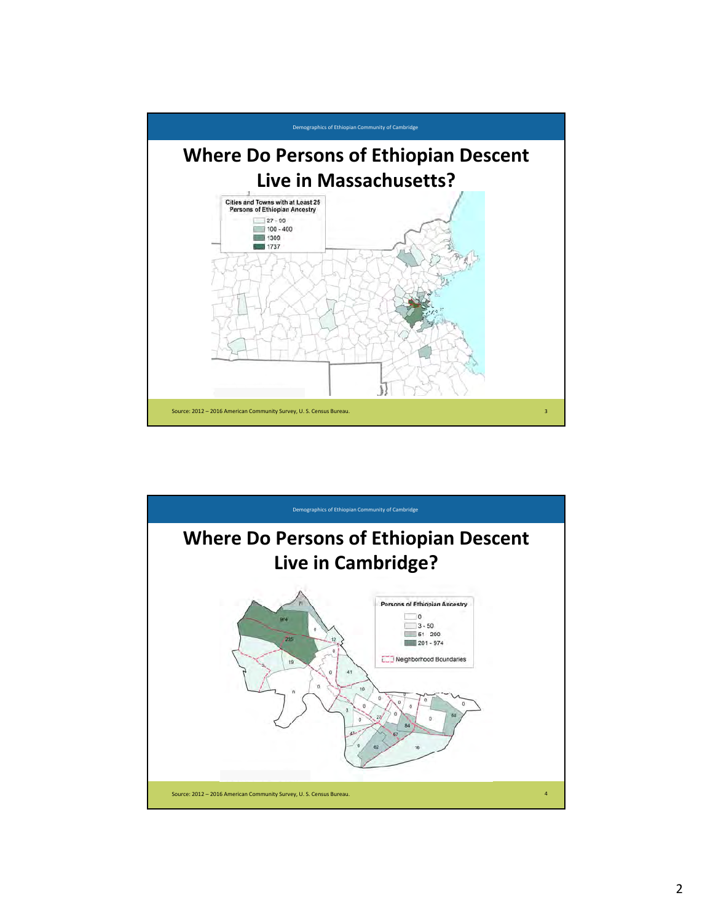Demographics of Ethiopian Community of Cambridge

## Where Do Persons of Ethiopian Descent Live in Massachusetts?

Cities and Towns with at Least 25 Persons of Ethiopian Ancestry

- 27 - 99
- 100 - 400
- 1309
- 1737

Source: 2012 – 2016 American Community Survey, U. S. Census Bureau.

Demographics of Ethiopian Community of Cambridge

## Where Do Persons of Ethiopian Descent Live in Cambridge?

Persons of Ethiopian Ancestry

- 0
- 3 - 50
- 51 - 200
- 201 - 974

Neighborhood Boundaries

Source: 2012 – 2016 American Community Survey, U. S. Census Bureau.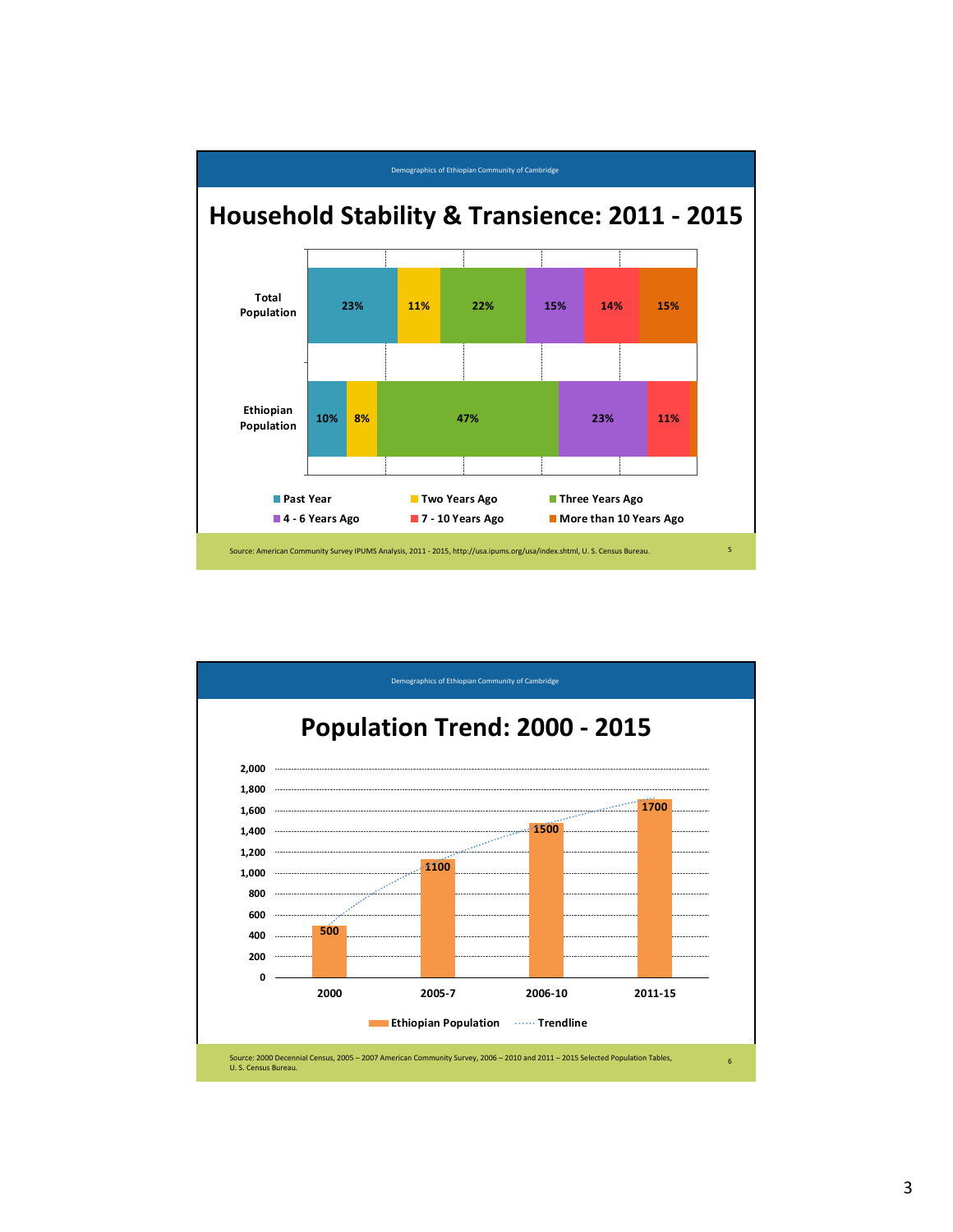Demographics of Ethiopian Community of Cambridge

# Household Stability & Transience: 2011 - 2015

| | Past Year | Two Years Ago | Three Years Ago | 4 - 6 Years Ago | 7 - 10 Years Ago | More than 10 Years Ago |
|---|---|---|---|---|---|---|
| Total Population | 23% | 11% | 22% | 15% | 14% | 15% |
| Ethiopian Population | 10% | 8% | 47% | 23% | 11% | |

Source: American Community Survey IPUMS Analysis, 2011 - 2015, http://usa.ipums.org/usa/index.shtml, U. S. Census Bureau.

Demographics of Ethiopian Community of Cambridge

# Population Trend: 2000 - 2015

| | Ethiopian Population |
|---|---|
| 2000 | 500 |
| 2005-7 | 1100 |
| 2006-10 | 1500 |
| 2011-15 | 1700 |

Ethiopian Population ····· Trendline

Source: 2000 Decennial Census, 2005 – 2007 American Community Survey, 2006 – 2010 and 2011 – 2015 Selected Population Tables, U. S. Census Bureau.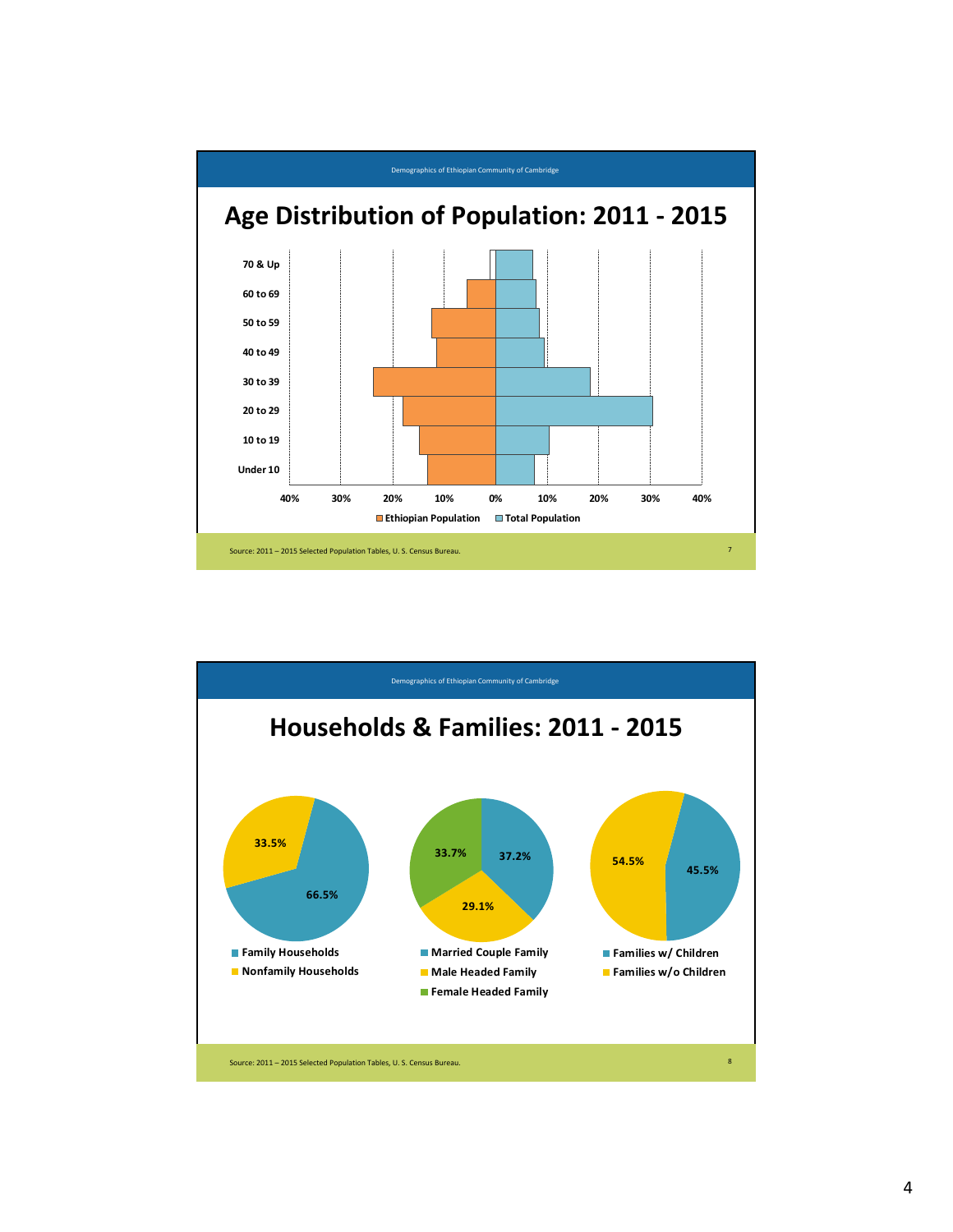Demographics of Ethiopian Community of Cambridge

# Age Distribution of Population: 2011 - 2015

70 & Up
60 to 69
50 to 59
40 to 49
30 to 39
20 to 29
10 to 19
Under 10

40% 30% 20% 10% 0% 10% 20% 30% 40%

Ethiopian Population   Total Population

Source: 2011 – 2015 Selected Population Tables, U. S. Census Bureau.

Demographics of Ethiopian Community of Cambridge

# Households & Families: 2011 - 2015

33.5%
66.5%

Family Households
Nonfamily Households

33.7%
37.2%
29.1%

Married Couple Family
Male Headed Family
Female Headed Family

54.5%
45.5%

Families w/ Children
Families w/o Children

Source: 2011 – 2015 Selected Population Tables, U. S. Census Bureau.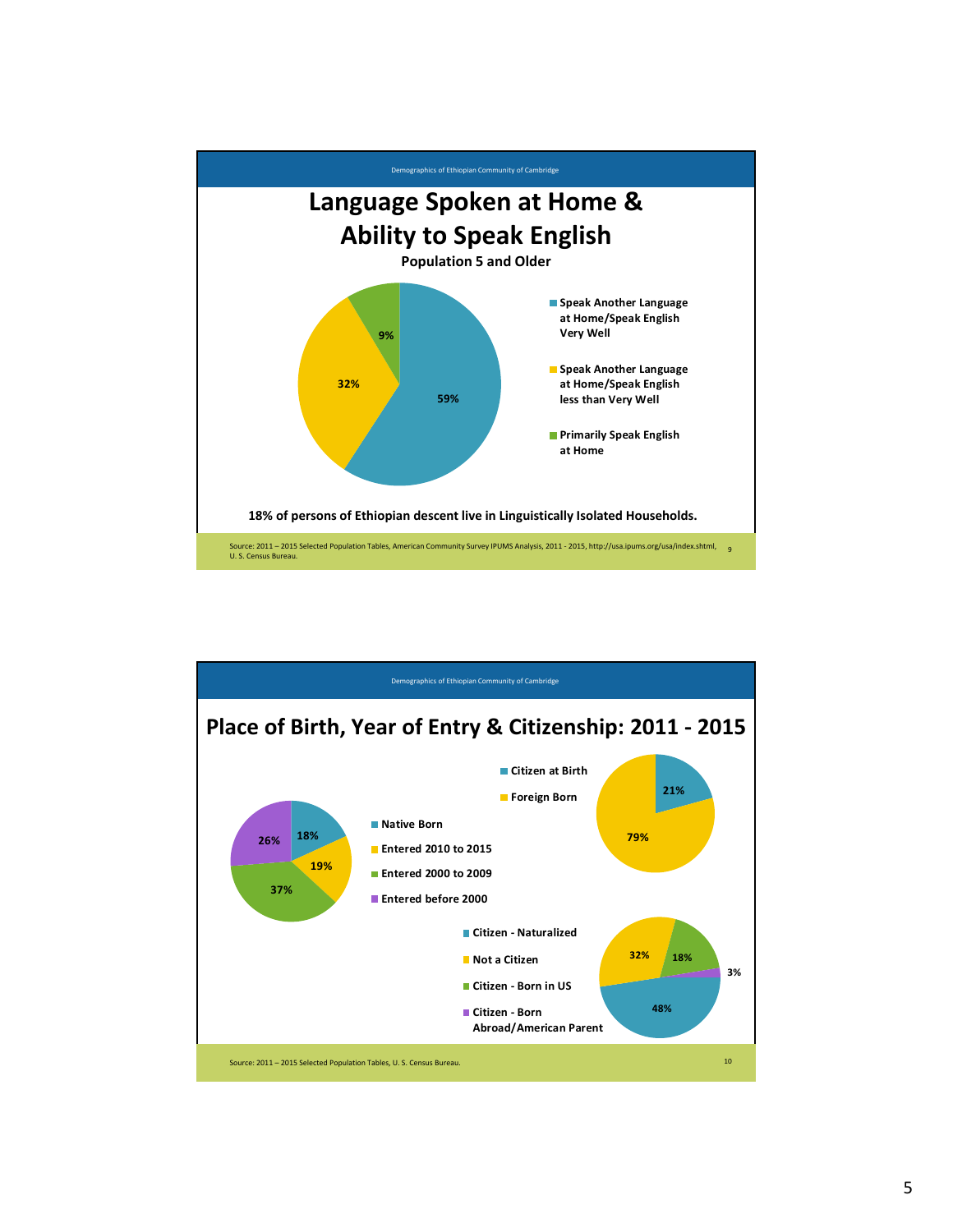Demographics of Ethiopian Community of Cambridge

# Language Spoken at Home & Ability to Speak English

**Population 5 and Older**

| Category | Percent |
| --- | --- |
| Speak Another Language at Home/Speak English Very Well | 59% |
| Speak Another Language at Home/Speak English less than Very Well | 32% |
| Primarily Speak English at Home | 9% |

**18% of persons of Ethiopian descent live in Linguistically Isolated Households.**

Source: 2011 – 2015 Selected Population Tables, American Community Survey IPUMS Analysis, 2011 - 2015, http://usa.ipums.org/usa/index.shtml, U. S. Census Bureau.

Demographics of Ethiopian Community of Cambridge

# Place of Birth, Year of Entry & Citizenship: 2011 - 2015

| Category | Percent |
| --- | --- |
| Citizen at Birth | 21% |
| Foreign Born | 79% |

| Category | Percent |
| --- | --- |
| Native Born | 18% |
| Entered 2010 to 2015 | 19% |
| Entered 2000 to 2009 | 37% |
| Entered before 2000 | 26% |

| Category | Percent |
| --- | --- |
| Citizen - Naturalized | 48% |
| Not a Citizen | 32% |
| Citizen - Born in US | 18% |
| Citizen - Born Abroad/American Parent | 3% |

Source: 2011 – 2015 Selected Population Tables, U. S. Census Bureau.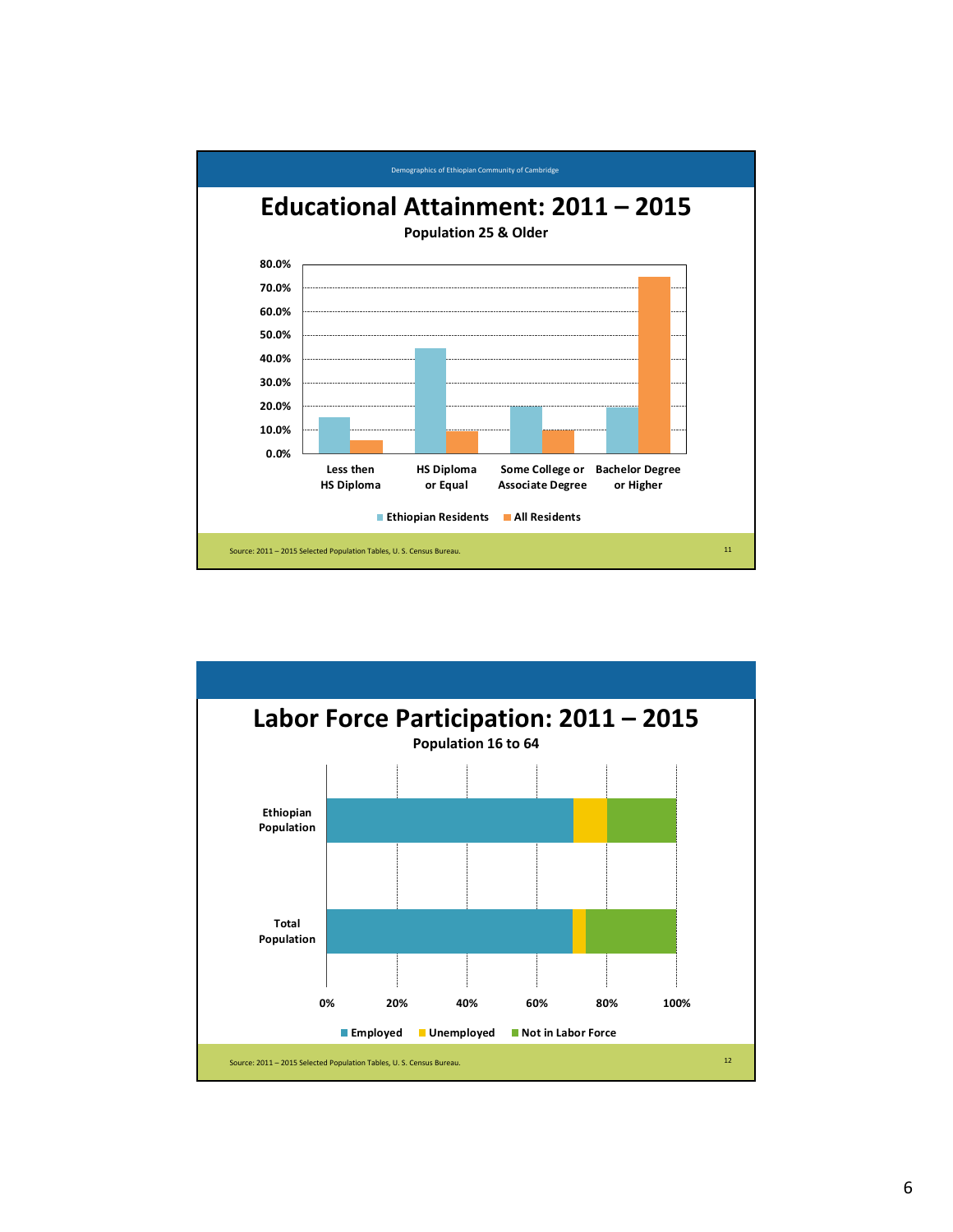Demographics of Ethiopian Community of Cambridge

## Educational Attainment: 2011 – 2015

**Population 25 & Older**

80.0%
70.0%
60.0%
50.0%
40.0%
30.0%
20.0%
10.0%
0.0%

Less then HS Diploma | HS Diploma or Equal | Some College or Associate Degree | Bachelor Degree or Higher

Ethiopian Residents | All Residents

Source: 2011 – 2015 Selected Population Tables, U. S. Census Bureau.

## Labor Force Participation: 2011 – 2015

**Population 16 to 64**

Ethiopian Population

Total Population

0% 20% 40% 60% 80% 100%

Employed | Unemployed | Not in Labor Force

Source: 2011 – 2015 Selected Population Tables, U. S. Census Bureau.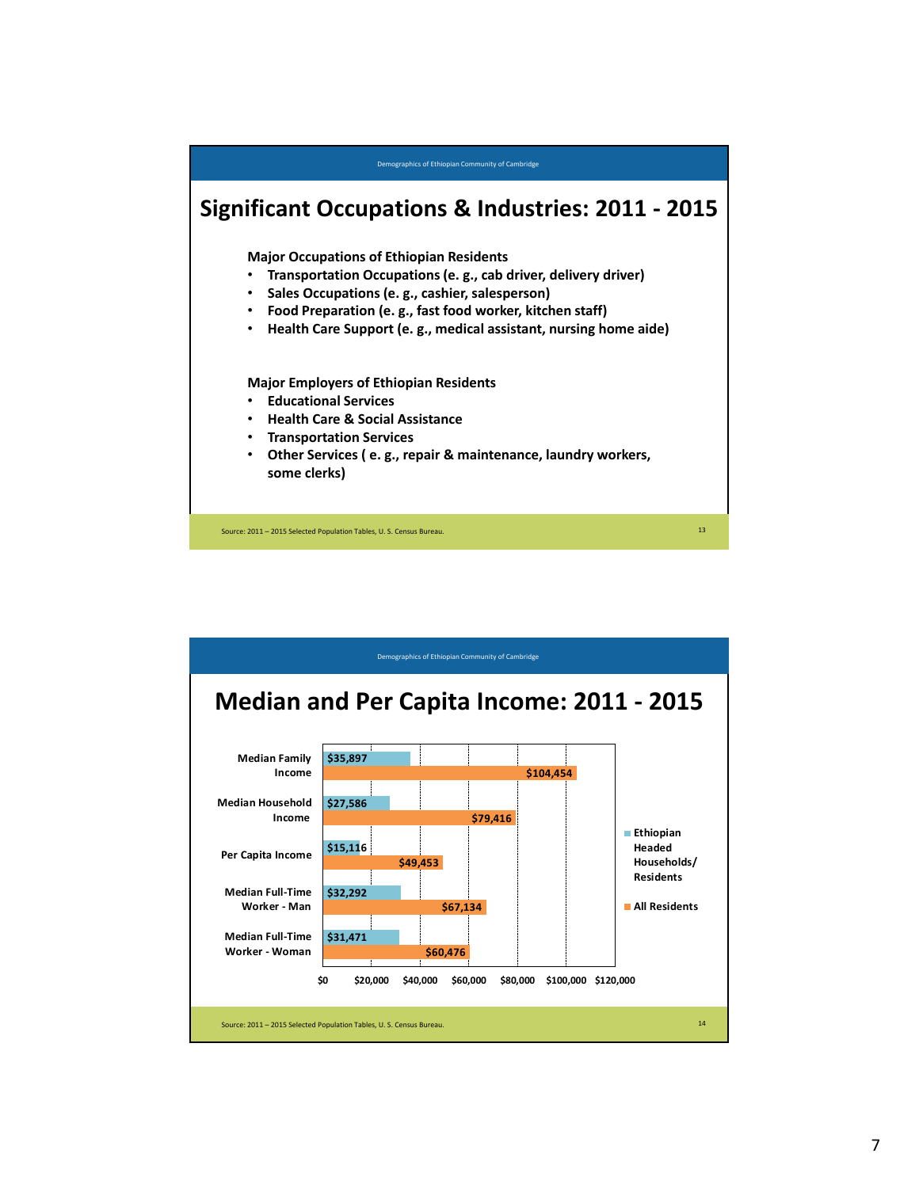## Significant Occupations & Industries: 2011 - 2015

**Major Occupations of Ethiopian Residents**

- Transportation Occupations (e. g., cab driver, delivery driver)
- Sales Occupations (e. g., cashier, salesperson)
- Food Preparation (e. g., fast food worker, kitchen staff)
- Health Care Support (e. g., medical assistant, nursing home aide)

**Major Employers of Ethiopian Residents**

- Educational Services
- Health Care & Social Assistance
- Transportation Services
- Other Services ( e. g., repair & maintenance, laundry workers, some clerks)

Source: 2011 – 2015 Selected Population Tables, U. S. Census Bureau.

## Median and Per Capita Income: 2011 - 2015

| | Ethiopian Headed Households/ Residents | All Residents |
|---|---|---|
| Median Family Income | $35,897 | $104,454 |
| Median Household Income | $27,586 | $79,416 |
| Per Capita Income | $15,116 | $49,453 |
| Median Full-Time Worker - Man | $32,292 | $67,134 |
| Median Full-Time Worker - Woman | $31,471 | $60,476 |

Source: 2011 – 2015 Selected Population Tables, U. S. Census Bureau.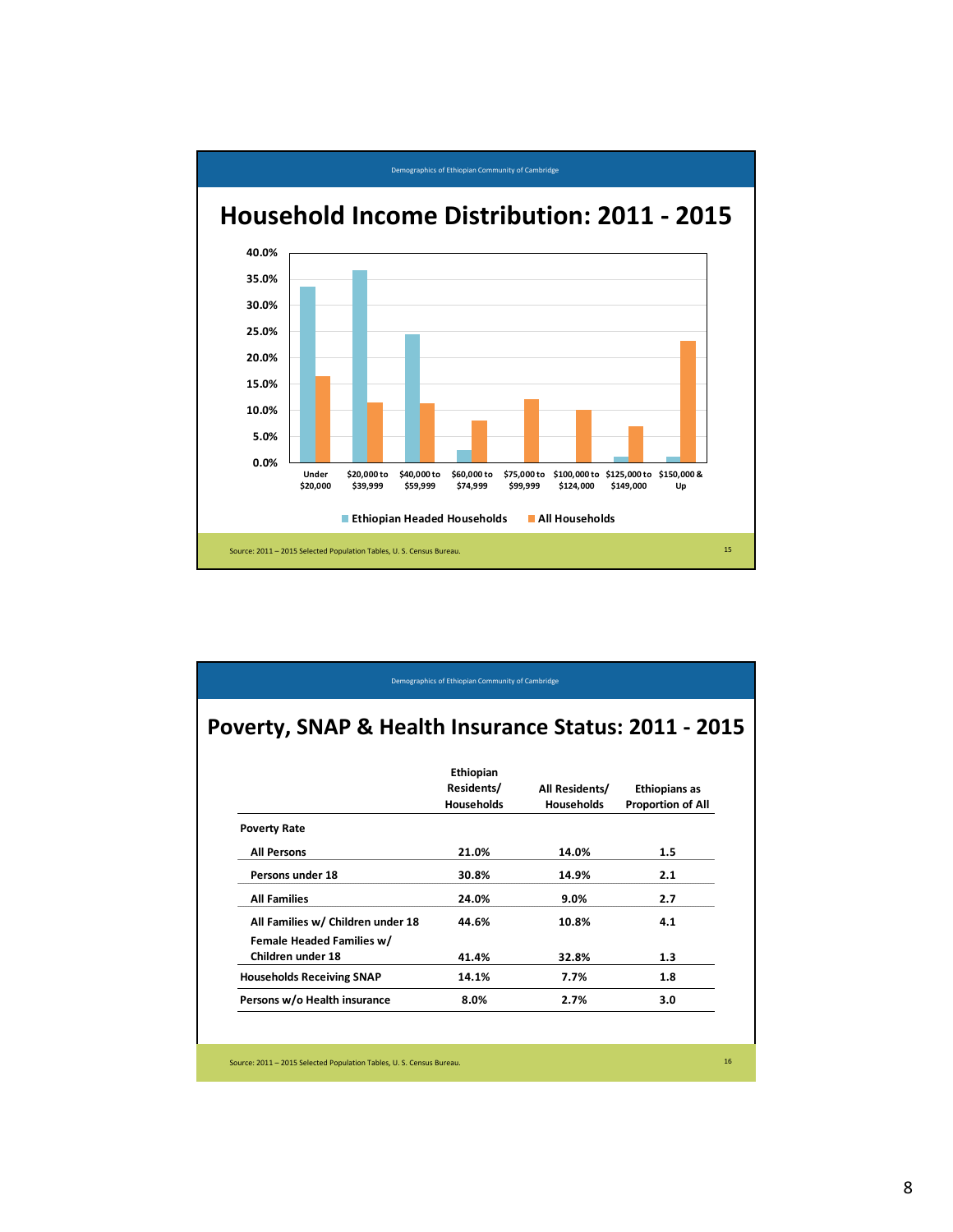Demographics of Ethiopian Community of Cambridge

## Household Income Distribution: 2011 - 2015

40.0%
35.0%
30.0%
25.0%
20.0%
15.0%
10.0%
5.0%
0.0%

Under $20,000
$20,000 to $39,999
$40,000 to $59,999
$60,000 to $74,999
$75,000 to $99,999
$100,000 to $124,000
$125,000 to $149,000
$150,000 & Up

Ethiopian Headed Households
All Households

Source: 2011 – 2015 Selected Population Tables, U. S. Census Bureau.

Demographics of Ethiopian Community of Cambridge

## Poverty, SNAP & Health Insurance Status: 2011 - 2015

| | Ethiopian Residents/ Households | All Residents/ Households | Ethiopians as Proportion of All |
|---|---|---|---|
| **Poverty Rate** | | | |
| All Persons | 21.0% | 14.0% | 1.5 |
| Persons under 18 | 30.8% | 14.9% | 2.1 |
| All Families | 24.0% | 9.0% | 2.7 |
| All Families w/ Children under 18 | 44.6% | 10.8% | 4.1 |
| Female Headed Families w/ Children under 18 | 41.4% | 32.8% | 1.3 |
| **Households Receiving SNAP** | 14.1% | 7.7% | 1.8 |
| **Persons w/o Health insurance** | 8.0% | 2.7% | 3.0 |

Source: 2011 – 2015 Selected Population Tables, U. S. Census Bureau.